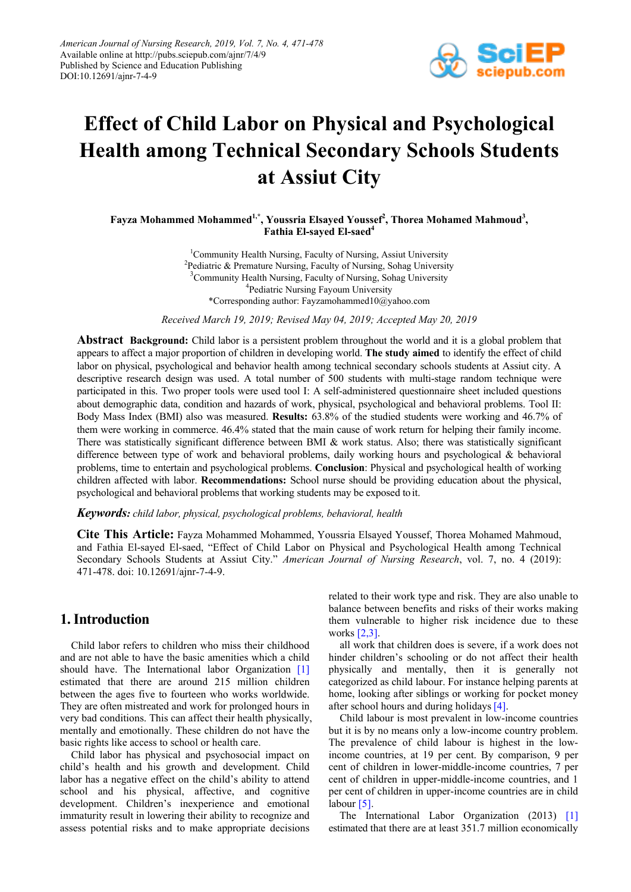# Effect of Child Labor on Physical and Psychological Health among Technical Secondary Schools Students at Assiut City

**Fayza Mohammed Mohammed[1,*], Youssria Elsayed Youssef[2], Thorea Mohamed Mahmoud[3], Fathia El-sayed El-saed[4]**

[1]Community Health Nursing, Faculty of Nursing, Assiut University
[2]Pediatric & Premature Nursing, Faculty of Nursing, Sohag University
[3]Community Health Nursing, Faculty of Nursing, Sohag University
[4]Pediatric Nursing Fayoum University
*Corresponding author: Fayzamohammed10@yahoo.com

*Received March 19, 2019; Revised May 04, 2019; Accepted May 20, 2019*

**Abstract** **Background:** Child labor is a persistent problem throughout the world and it is a global problem that appears to affect a major proportion of children in developing world. **The study aimed** to identify the effect of child labor on physical, psychological and behavior health among technical secondary schools students at Assiut city. A descriptive research design was used. A total number of 500 students with multi-stage random technique were participated in this. Two proper tools were used tool I: A self-administered questionnaire sheet included questions about demographic data, condition and hazards of work, physical, psychological and behavioral problems. Tool II: Body Mass Index (BMI) also was measured. **Results:** 63.8% of the studied students were working and 46.7% of them were working in commerce. 46.4% stated that the main cause of work return for helping their family income. There was statistically significant difference between BMI & work status. Also; there was statistically significant difference between type of work and behavioral problems, daily working hours and psychological & behavioral problems, time to entertain and psychological problems. **Conclusion**: Physical and psychological health of working children affected with labor. **Recommendations:** School nurse should be providing education about the physical, psychological and behavioral problems that working students may be exposed to it.

***Keywords:*** *child labor, physical, psychological problems, behavioral, health*

**Cite This Article:** Fayza Mohammed Mohammed, Youssria Elsayed Youssef, Thorea Mohamed Mahmoud, and Fathia El-sayed El-saed, "Effect of Child Labor on Physical and Psychological Health among Technical Secondary Schools Students at Assiut City." *American Journal of Nursing Research*, vol. 7, no. 4 (2019): 471-478. doi: 10.12691/ajnr-7-4-9.

## 1. Introduction

Child labor refers to children who miss their childhood and are not able to have the basic amenities which a child should have. The International labor Organization [1] estimated that there are around 215 million children between the ages five to fourteen who works worldwide. They are often mistreated and work for prolonged hours in very bad conditions. This can affect their health physically, mentally and emotionally. These children do not have the basic rights like access to school or health care.

Child labor has physical and psychosocial impact on child's health and his growth and development. Child labor has a negative effect on the child's ability to attend school and his physical, affective, and cognitive development. Children's inexperience and emotional immaturity result in lowering their ability to recognize and assess potential risks and to make appropriate decisions related to their work type and risk. They are also unable to balance between benefits and risks of their works making them vulnerable to higher risk incidence due to these works [2,3].

all work that children does is severe, if a work does not hinder children's schooling or do not affect their health physically and mentally, then it is generally not categorized as child labour. For instance helping parents at home, looking after siblings or working for pocket money after school hours and during holidays [4].

Child labour is most prevalent in low-income countries but it is by no means only a low-income country problem. The prevalence of child labour is highest in the low-income countries, at 19 per cent. By comparison, 9 per cent of children in lower-middle-income countries, 7 per cent of children in upper-middle-income countries, and 1 per cent of children in upper-income countries are in child labour [5].

The International Labor Organization (2013) [1] estimated that there are at least 351.7 million economically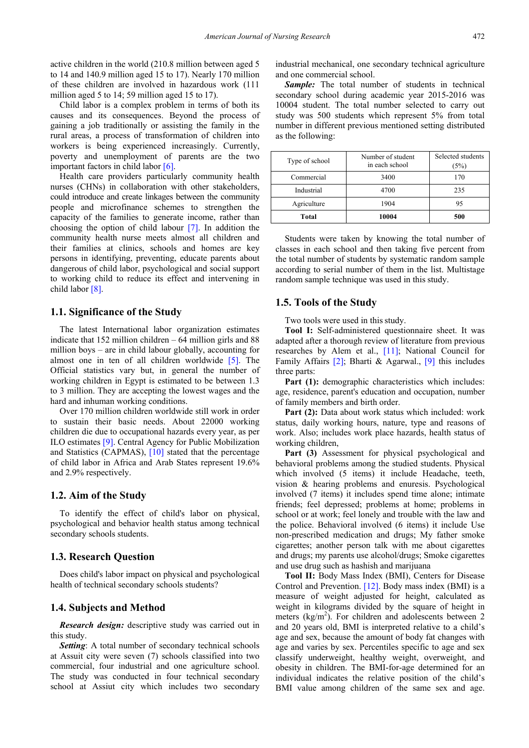active children in the world (210.8 million between aged 5 to 14 and 140.9 million aged 15 to 17). Nearly 170 million of these children are involved in hazardous work (111 million aged 5 to 14; 59 million aged 15 to 17).

Child labor is a complex problem in terms of both its causes and its consequences. Beyond the process of gaining a job traditionally or assisting the family in the rural areas, a process of transformation of children into workers is being experienced increasingly. Currently, poverty and unemployment of parents are the two important factors in child labor [6].

Health care providers particularly community health nurses (CHNs) in collaboration with other stakeholders, could introduce and create linkages between the poor people and microfinance schemes to strengthen the capacity of the families to generate income, rather than choosing the option of child labour [7]. In addition the community health nurse meets almost all children and their families at clinics, schools and homes are key persons in identifying, preventing, educate parents about dangerous of child labor, psychological and social support to working child to reduce its effect and intervening in child labor [8].

### 1.1. Significance of the Study

The latest International labor organization estimates indicate that 152 million children – 64 million girls and 88 million boys – are in child labour globally, accounting for almost one in ten of all children worldwide [5]. The Official statistics vary but, in general the number of working children in Egypt is estimated to be between 1.3 to 3 million. They are accepting the lowest wages and the hard and inhuman working conditions.

Over 170 million children worldwide still work in order to sustain their basic needs. About 22000 working children die due to occupational hazards every year, as per ILO estimates [9]. Central Agency for Public Mobilization and Statistics (CAPMAS), [10] stated that the percentage of child labor in Africa and Arab States represent 19.6% and 2.9% respectively.

### 1.2. Aim of the Study

To identify the effect of child's labor on physical, psychological and behavior health status among technical secondary schools students.

### 1.3. Research Question

Does child's labor impact on physical and psychological health of technical secondary schools students?

### 1.4. Subjects and Method

***Research design:*** descriptive study was carried out in this study.

***Setting***: A total number of secondary technical schools at Assuit city were seven (7) schools classified into two commercial, four industrial and one agriculture school. The study was conducted in four technical secondary school at Assiut city which includes two secondary industrial mechanical, one secondary technical agriculture and one commercial school.

***Sample:*** The total number of students in technical secondary school during academic year 2015-2016 was 10004 student. The total number selected to carry out study was 500 students which represent 5% from total number in different previous mentioned setting distributed as the following:

| Type of school | Number of student in each school | Selected students (5%) |
|---|---|---|
| Commercial | 3400 | 170 |
| Industrial | 4700 | 235 |
| Agriculture | 1904 | 95 |
| **Total** | **10004** | **500** |

Students were taken by knowing the total number of classes in each school and then taking five percent from the total number of students by systematic random sample according to serial number of them in the list. Multistage random sample technique was used in this study.

### 1.5. Tools of the Study

Two tools were used in this study.

**Tool I:** Self-administered questionnaire sheet. It was adapted after a thorough review of literature from previous researches by Alem et al., [11]; National Council for Family Affairs [2]; Bharti & Agarwal., [9] this includes three parts:

**Part (1):** demographic characteristics which includes: age, residence, parent's education and occupation, number of family members and birth order.

**Part (2):** Data about work status which included: work status, daily working hours, nature, type and reasons of work. Also; includes work place hazards, health status of working children,

**Part (3)** Assessment for physical psychological and behavioral problems among the studied students. Physical which involved (5 items) it include Headache, teeth, vision & hearing problems and enuresis. Psychological involved (7 items) it includes spend time alone; intimate friends; feel depressed; problems at home; problems in school or at work; feel lonely and trouble with the law and the police. Behavioral involved (6 items) it include Use non-prescribed medication and drugs; My father smoke cigarettes; another person talk with me about cigarettes and drugs; my parents use alcohol/drugs; Smoke cigarettes and use drug such as hashish and marijuana

**Tool II:** Body Mass Index (BMI), Centers for Disease Control and Prevention. [12]. Body mass index (BMI) is a measure of weight adjusted for height, calculated as weight in kilograms divided by the square of height in meters ($kg/m^2$). For children and adolescents between 2 and 20 years old, BMI is interpreted relative to a child's age and sex, because the amount of body fat changes with age and varies by sex. Percentiles specific to age and sex classify underweight, healthy weight, overweight, and obesity in children. The BMI-for-age determined for an individual indicates the relative position of the child's BMI value among children of the same sex and age.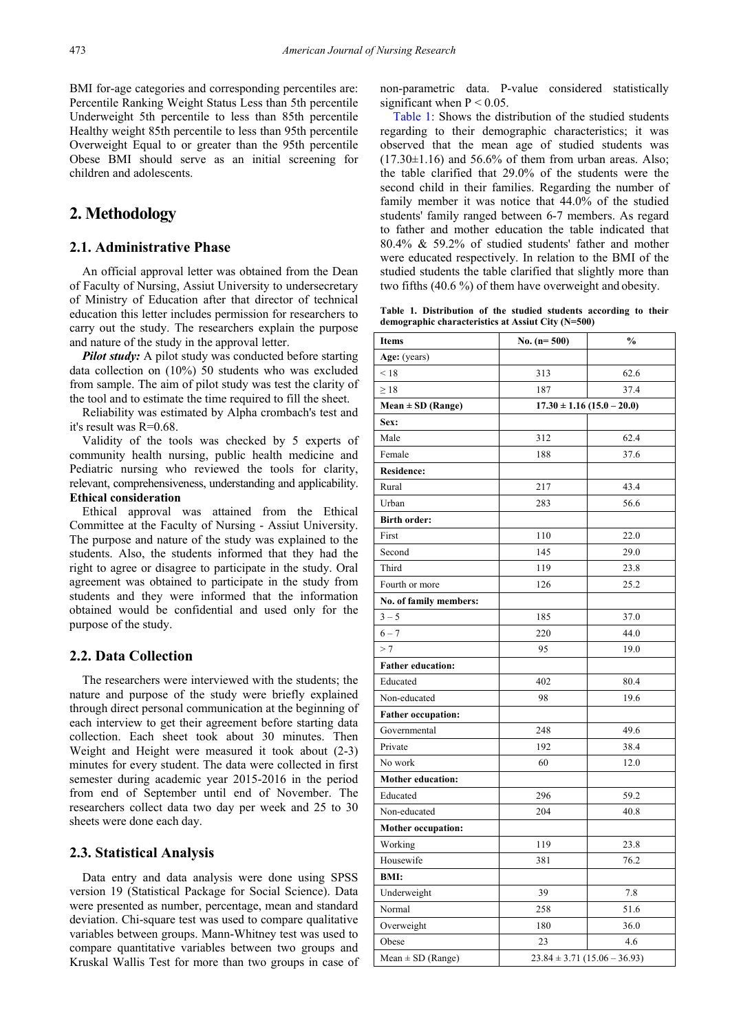BMI for-age categories and corresponding percentiles are: Percentile Ranking Weight Status Less than 5th percentile Underweight 5th percentile to less than 85th percentile Healthy weight 85th percentile to less than 95th percentile Overweight Equal to or greater than the 95th percentile Obese BMI should serve as an initial screening for children and adolescents.

## 2. Methodology

### 2.1. Administrative Phase

An official approval letter was obtained from the Dean of Faculty of Nursing, Assiut University to undersecretary of Ministry of Education after that director of technical education this letter includes permission for researchers to carry out the study. The researchers explain the purpose and nature of the study in the approval letter.

***Pilot study:*** A pilot study was conducted before starting data collection on (10%) 50 students who was excluded from sample. The aim of pilot study was test the clarity of the tool and to estimate the time required to fill the sheet.

Reliability was estimated by Alpha crombach's test and it's result was R=0.68.

Validity of the tools was checked by 5 experts of community health nursing, public health medicine and Pediatric nursing who reviewed the tools for clarity, relevant, comprehensiveness, understanding and applicability.

**Ethical consideration**

Ethical approval was attained from the Ethical Committee at the Faculty of Nursing - Assiut University. The purpose and nature of the study was explained to the students. Also, the students informed that they had the right to agree or disagree to participate in the study. Oral agreement was obtained to participate in the study from students and they were informed that the information obtained would be confidential and used only for the purpose of the study.

### 2.2. Data Collection

The researchers were interviewed with the students; the nature and purpose of the study were briefly explained through direct personal communication at the beginning of each interview to get their agreement before starting data collection. Each sheet took about 30 minutes. Then Weight and Height were measured it took about (2-3) minutes for every student. The data were collected in first semester during academic year 2015-2016 in the period from end of September until end of November. The researchers collect data two day per week and 25 to 30 sheets were done each day.

### 2.3. Statistical Analysis

Data entry and data analysis were done using SPSS version 19 (Statistical Package for Social Science). Data were presented as number, percentage, mean and standard deviation. Chi-square test was used to compare qualitative variables between groups. Mann-Whitney test was used to compare quantitative variables between two groups and Kruskal Wallis Test for more than two groups in case of non-parametric data. P-value considered statistically significant when $P < 0.05$.

Table 1: Shows the distribution of the studied students regarding to their demographic characteristics; it was observed that the mean age of studied students was (17.30±1.16) and 56.6% of them from urban areas. Also; the table clarified that 29.0% of the students were the second child in their families. Regarding the number of family member it was notice that 44.0% of the studied students' family ranged between 6-7 members. As regard to father and mother education the table indicated that 80.4% & 59.2% of studied students' father and mother were educated respectively. In relation to the BMI of the studied students the table clarified that slightly more than two fifths (40.6 %) of them have overweight and obesity.

**Table 1. Distribution of the studied students according to their demographic characteristics at Assiut City (N=500)**

| Items | No. (n= 500) | % |
|---|---|---|
| **Age:** (years) | | |
| < 18 | 313 | 62.6 |
| ≥ 18 | 187 | 37.4 |
| **Mean ± SD (Range)** | **17.30 ± 1.16 (15.0 – 20.0)** | |
| **Sex:** | | |
| Male | 312 | 62.4 |
| Female | 188 | 37.6 |
| **Residence:** | | |
| Rural | 217 | 43.4 |
| Urban | 283 | 56.6 |
| **Birth order:** | | |
| First | 110 | 22.0 |
| Second | 145 | 29.0 |
| Third | 119 | 23.8 |
| Fourth or more | 126 | 25.2 |
| **No. of family members:** | | |
| 3 – 5 | 185 | 37.0 |
| 6 – 7 | 220 | 44.0 |
| > 7 | 95 | 19.0 |
| **Father education:** | | |
| Educated | 402 | 80.4 |
| Non-educated | 98 | 19.6 |
| **Father occupation:** | | |
| Governmental | 248 | 49.6 |
| Private | 192 | 38.4 |
| No work | 60 | 12.0 |
| **Mother education:** | | |
| Educated | 296 | 59.2 |
| Non-educated | 204 | 40.8 |
| **Mother occupation:** | | |
| Working | 119 | 23.8 |
| Housewife | 381 | 76.2 |
| **BMI:** | | |
| Underweight | 39 | 7.8 |
| Normal | 258 | 51.6 |
| Overweight | 180 | 36.0 |
| Obese | 23 | 4.6 |
| Mean ± SD (Range) | 23.84 ± 3.71 (15.06 – 36.93) | |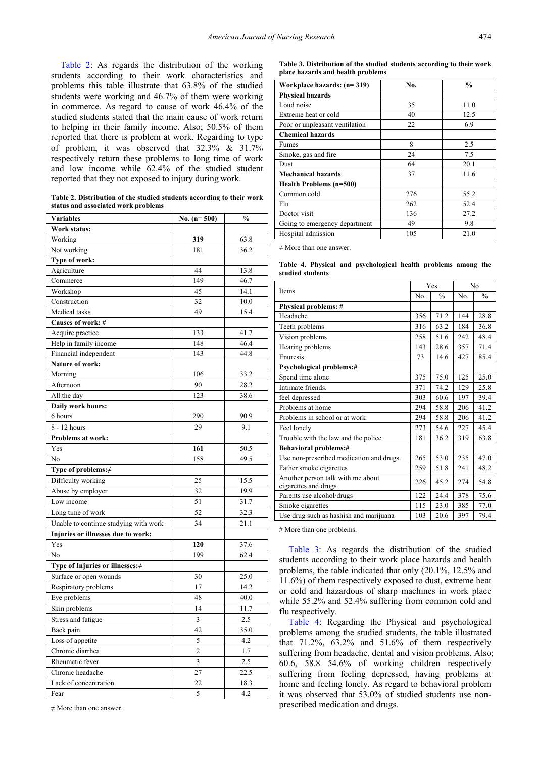Table 2: As regards the distribution of the working students according to their work characteristics and problems this table illustrate that 63.8% of the studied students were working and 46.7% of them were working in commerce. As regard to cause of work 46.4% of the studied students stated that the main cause of work return to helping in their family income. Also; 50.5% of them reported that there is problem at work. Regarding to type of problem, it was observed that 32.3% & 31.7% respectively return these problems to long time of work and low income while 62.4% of the studied student reported that they not exposed to injury during work.

**Table 2. Distribution of the studied students according to their work status and associated work problems**

| Variables | No. (n= 500) | % |
|---|---|---|
| **Work status:** | | |
| Working | **319** | 63.8 |
| Not working | 181 | 36.2 |
| **Type of work:** | | |
| Agriculture | 44 | 13.8 |
| Commerce | 149 | 46.7 |
| Workshop | 45 | 14.1 |
| Construction | 32 | 10.0 |
| Medical tasks | 49 | 15.4 |
| **Causes of work: #** | | |
| Acquire practice | 133 | 41.7 |
| Help in family income | 148 | 46.4 |
| Financial independent | 143 | 44.8 |
| **Nature of work:** | | |
| Morning | 106 | 33.2 |
| Afternoon | 90 | 28.2 |
| All the day | 123 | 38.6 |
| **Daily work hours:** | | |
| 6 hours | 290 | 90.9 |
| 8 - 12 hours | 29 | 9.1 |
| **Problems at work:** | | |
| Yes | **161** | 50.5 |
| No | 158 | 49.5 |
| **Type of problems:≠** | | |
| Difficulty working | 25 | 15.5 |
| Abuse by employer | 32 | 19.9 |
| Low income | 51 | 31.7 |
| Long time of work | 52 | 32.3 |
| Unable to continue studying with work | 34 | 21.1 |
| **Injuries or illnesses due to work:** | | |
| Yes | **120** | 37.6 |
| No | 199 | 62.4 |
| **Type of Injuries or illnesses:≠** | | |
| Surface or open wounds | 30 | 25.0 |
| Respiratory problems | 17 | 14.2 |
| Eye problems | 48 | 40.0 |
| Skin problems | 14 | 11.7 |
| Stress and fatigue | 3 | 2.5 |
| Back pain | 42 | 35.0 |
| Loss of appetite | 5 | 4.2 |
| Chronic diarrhea | 2 | 1.7 |
| Rheumatic fever | 3 | 2.5 |
| Chronic headache | 27 | 22.5 |
| Lack of concentration | 22 | 18.3 |
| Fear | 5 | 4.2 |

≠ More than one answer.

**Table 3. Distribution of the studied students according to their work place hazards and health problems**

| Workplace hazards: (n= 319) | No. | % |
|---|---|---|
| **Physical hazards** | | |
| Loud noise | 35 | 11.0 |
| Extreme heat or cold | 40 | 12.5 |
| Poor or unpleasant ventilation | 22 | 6.9 |
| **Chemical hazards** | | |
| Fumes | 8 | 2.5 |
| Smoke, gas and fire | 24 | 7.5 |
| Dust | 64 | 20.1 |
| **Mechanical hazards** | 37 | 11.6 |
| **Health Problems (n=500)** | | |
| Common cold | 276 | 55.2 |
| Flu | 262 | 52.4 |
| Doctor visit | 136 | 27.2 |
| Going to emergency department | 49 | 9.8 |
| Hospital admission | 105 | 21.0 |

≠ More than one answer.

**Table 4. Physical and psychological health problems among the studied students**

| Items | Yes | | No | |
|---|---|---|---|---|
| | No. | % | No. | % |
| **Physical problems: #** | | | | |
| Headache | 356 | 71.2 | 144 | 28.8 |
| Teeth problems | 316 | 63.2 | 184 | 36.8 |
| Vision problems | 258 | 51.6 | 242 | 48.4 |
| Hearing problems | 143 | 28.6 | 357 | 71.4 |
| Enuresis | 73 | 14.6 | 427 | 85.4 |
| **Psychological problems:#** | | | | |
| Spend time alone | 375 | 75.0 | 125 | 25.0 |
| Intimate friends. | 371 | 74.2 | 129 | 25.8 |
| feel depressed | 303 | 60.6 | 197 | 39.4 |
| Problems at home | 294 | 58.8 | 206 | 41.2 |
| Problems in school or at work | 294 | 58.8 | 206 | 41.2 |
| Feel lonely | 273 | 54.6 | 227 | 45.4 |
| Trouble with the law and the police. | 181 | 36.2 | 319 | 63.8 |
| **Behavioral problems:#** | | | | |
| Use non-prescribed medication and drugs. | 265 | 53.0 | 235 | 47.0 |
| Father smoke cigarettes | 259 | 51.8 | 241 | 48.2 |
| Another person talk with me about cigarettes and drugs | 226 | 45.2 | 274 | 54.8 |
| Parents use alcohol/drugs | 122 | 24.4 | 378 | 75.6 |
| Smoke cigarettes | 115 | 23.0 | 385 | 77.0 |
| Use drug such as hashish and marijuana | 103 | 20.6 | 397 | 79.4 |

# More than one problems.

Table 3: As regards the distribution of the studied students according to their work place hazards and health problems, the table indicated that only (20.1%, 12.5% and 11.6%) of them respectively exposed to dust, extreme heat or cold and hazardous of sharp machines in work place while 55.2% and 52.4% suffering from common cold and flu respectively.

Table 4: Regarding the Physical and psychological problems among the studied students, the table illustrated that 71.2%, 63.2% and 51.6% of them respectively suffering from headache, dental and vision problems. Also; 60.6, 58.8 54.6% of working children respectively suffering from feeling depressed, having problems at home and feeling lonely. As regard to behavioral problem it was observed that 53.0% of studied students use non-prescribed medication and drugs.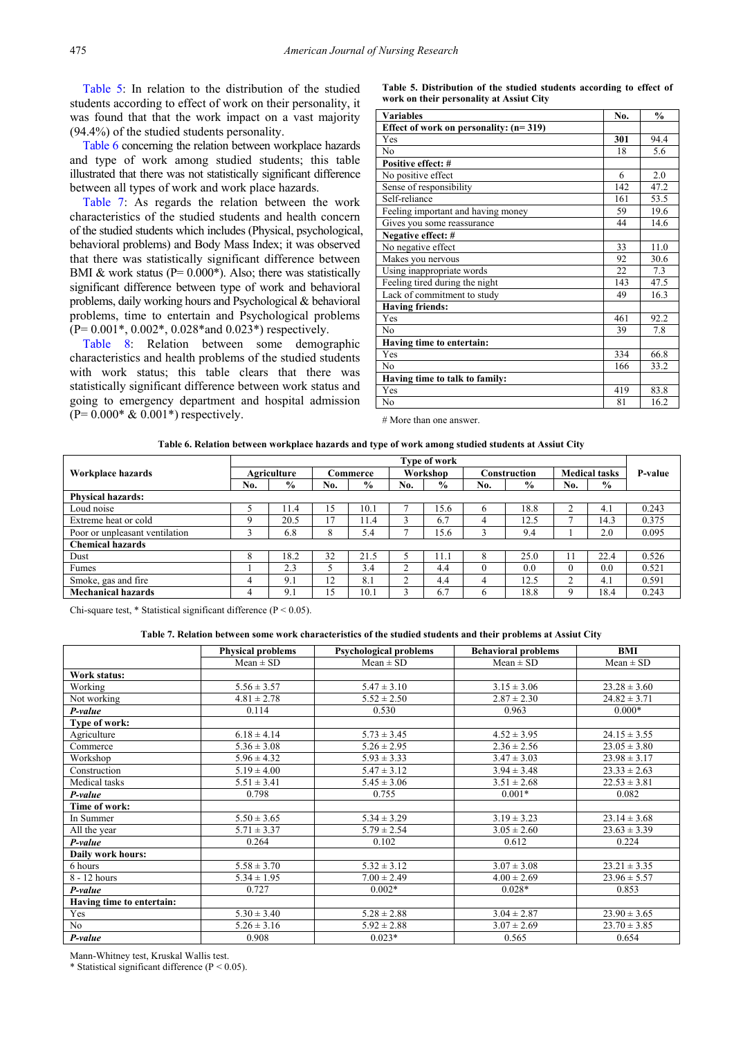Table 5: In relation to the distribution of the studied students according to effect of work on their personality, it was found that that the work impact on a vast majority (94.4%) of the studied students personality.

Table 6 concerning the relation between workplace hazards and type of work among studied students; this table illustrated that there was not statistically significant difference between all types of work and work place hazards.

Table 7: As regards the relation between the work characteristics of the studied students and health concern of the studied students which includes (Physical, psychological, behavioral problems) and Body Mass Index; it was observed that there was statistically significant difference between BMI & work status (P= 0.000*). Also; there was statistically significant difference between type of work and behavioral problems, daily working hours and Psychological & behavioral problems, time to entertain and Psychological problems (P= 0.001*, 0.002*, 0.028*and 0.023*) respectively.

Table 8: Relation between some demographic characteristics and health problems of the studied students with work status; this table clears that there was statistically significant difference between work status and going to emergency department and hospital admission (P= 0.000* & 0.001*) respectively.

**Table 5. Distribution of the studied students according to effect of work on their personality at Assiut City**

| Variables | No. | % |
|---|---|---|
| **Effect of work on personality: (n= 319)** | | |
| Yes | **301** | 94.4 |
| No | 18 | 5.6 |
| **Positive effect: #** | | |
| No positive effect | 6 | 2.0 |
| Sense of responsibility | 142 | 47.2 |
| Self-reliance | 161 | 53.5 |
| Feeling important and having money | 59 | 19.6 |
| Gives you some reassurance | 44 | 14.6 |
| **Negative effect: #** | | |
| No negative effect | 33 | 11.0 |
| Makes you nervous | 92 | 30.6 |
| Using inappropriate words | 22 | 7.3 |
| Feeling tired during the night | 143 | 47.5 |
| Lack of commitment to study | 49 | 16.3 |
| **Having friends:** | | |
| Yes | 461 | 92.2 |
| No | 39 | 7.8 |
| **Having time to entertain:** | | |
| Yes | 334 | 66.8 |
| No | 166 | 33.2 |
| **Having time to talk to family:** | | |
| Yes | 419 | 83.8 |
| No | 81 | 16.2 |

# More than one answer.

**Table 6. Relation between workplace hazards and type of work among studied students at Assiut City**

| Workplace hazards | Type of work | | | | | | | | | | P-value |
|---|---|---|---|---|---|---|---|---|---|---|---|
| | Agriculture | | Commerce | | Workshop | | Construction | | Medical tasks | | |
| | No. | % | No. | % | No. | % | No. | % | No. | % | |
| **Physical hazards:** | | | | | | | | | | | |
| Loud noise | 5 | 11.4 | 15 | 10.1 | 7 | 15.6 | 6 | 18.8 | 2 | 4.1 | 0.243 |
| Extreme heat or cold | 9 | 20.5 | 17 | 11.4 | 3 | 6.7 | 4 | 12.5 | 7 | 14.3 | 0.375 |
| Poor or unpleasant ventilation | 3 | 6.8 | 8 | 5.4 | 7 | 15.6 | 3 | 9.4 | 1 | 2.0 | 0.095 |
| **Chemical hazards** | | | | | | | | | | | |
| Dust | 8 | 18.2 | 32 | 21.5 | 5 | 11.1 | 8 | 25.0 | 11 | 22.4 | 0.526 |
| Fumes | 1 | 2.3 | 5 | 3.4 | 2 | 4.4 | 0 | 0.0 | 0 | 0.0 | 0.521 |
| Smoke, gas and fire | 4 | 9.1 | 12 | 8.1 | 2 | 4.4 | 4 | 12.5 | 2 | 4.1 | 0.591 |
| **Mechanical hazards** | 4 | 9.1 | 15 | 10.1 | 3 | 6.7 | 6 | 18.8 | 9 | 18.4 | 0.243 |

Chi-square test, * Statistical significant difference (P < 0.05).

**Table 7. Relation between some work characteristics of the studied students and their problems at Assiut City**

| | Physical problems | Psychological problems | Behavioral problems | BMI |
|---|---|---|---|---|
| | Mean ± SD | Mean ± SD | Mean ± SD | Mean ± SD |
| **Work status:** | | | | |
| Working | 5.56 ± 3.57 | 5.47 ± 3.10 | 3.15 ± 3.06 | 23.28 ± 3.60 |
| Not working | 4.81 ± 2.78 | 5.52 ± 2.50 | 2.87 ± 2.30 | 24.82 ± 3.71 |
| ***P-value*** | 0.114 | 0.530 | 0.963 | 0.000* |
| **Type of work:** | | | | |
| Agriculture | 6.18 ± 4.14 | 5.73 ± 3.45 | 4.52 ± 3.95 | 24.15 ± 3.55 |
| Commerce | 5.36 ± 3.08 | 5.26 ± 2.95 | 2.36 ± 2.56 | 23.05 ± 3.80 |
| Workshop | 5.96 ± 4.32 | 5.93 ± 3.33 | 3.47 ± 3.03 | 23.98 ± 3.17 |
| Construction | 5.19 ± 4.00 | 5.47 ± 3.12 | 3.94 ± 3.48 | 23.33 ± 2.63 |
| Medical tasks | 5.51 ± 3.41 | 5.45 ± 3.06 | 3.51 ± 2.68 | 22.53 ± 3.81 |
| ***P-value*** | 0.798 | 0.755 | 0.001* | 0.082 |
| **Time of work:** | | | | |
| In Summer | 5.50 ± 3.65 | 5.34 ± 3.29 | 3.19 ± 3.23 | 23.14 ± 3.68 |
| All the year | 5.71 ± 3.37 | 5.79 ± 2.54 | 3.05 ± 2.60 | 23.63 ± 3.39 |
| ***P-value*** | 0.264 | 0.102 | 0.612 | 0.224 |
| **Daily work hours:** | | | | |
| 6 hours | 5.58 ± 3.70 | 5.32 ± 3.12 | 3.07 ± 3.08 | 23.21 ± 3.35 |
| 8 - 12 hours | 5.34 ± 1.95 | 7.00 ± 2.49 | 4.00 ± 2.69 | 23.96 ± 5.57 |
| ***P-value*** | 0.727 | 0.002* | 0.028* | 0.853 |
| **Having time to entertain:** | | | | |
| Yes | 5.30 ± 3.40 | 5.28 ± 2.88 | 3.04 ± 2.87 | 23.90 ± 3.65 |
| No | 5.26 ± 3.16 | 5.92 ± 2.88 | 3.07 ± 2.69 | 23.70 ± 3.85 |
| ***P-value*** | 0.908 | 0.023* | 0.565 | 0.654 |

Mann-Whitney test, Kruskal Wallis test.

* Statistical significant difference (P < 0.05).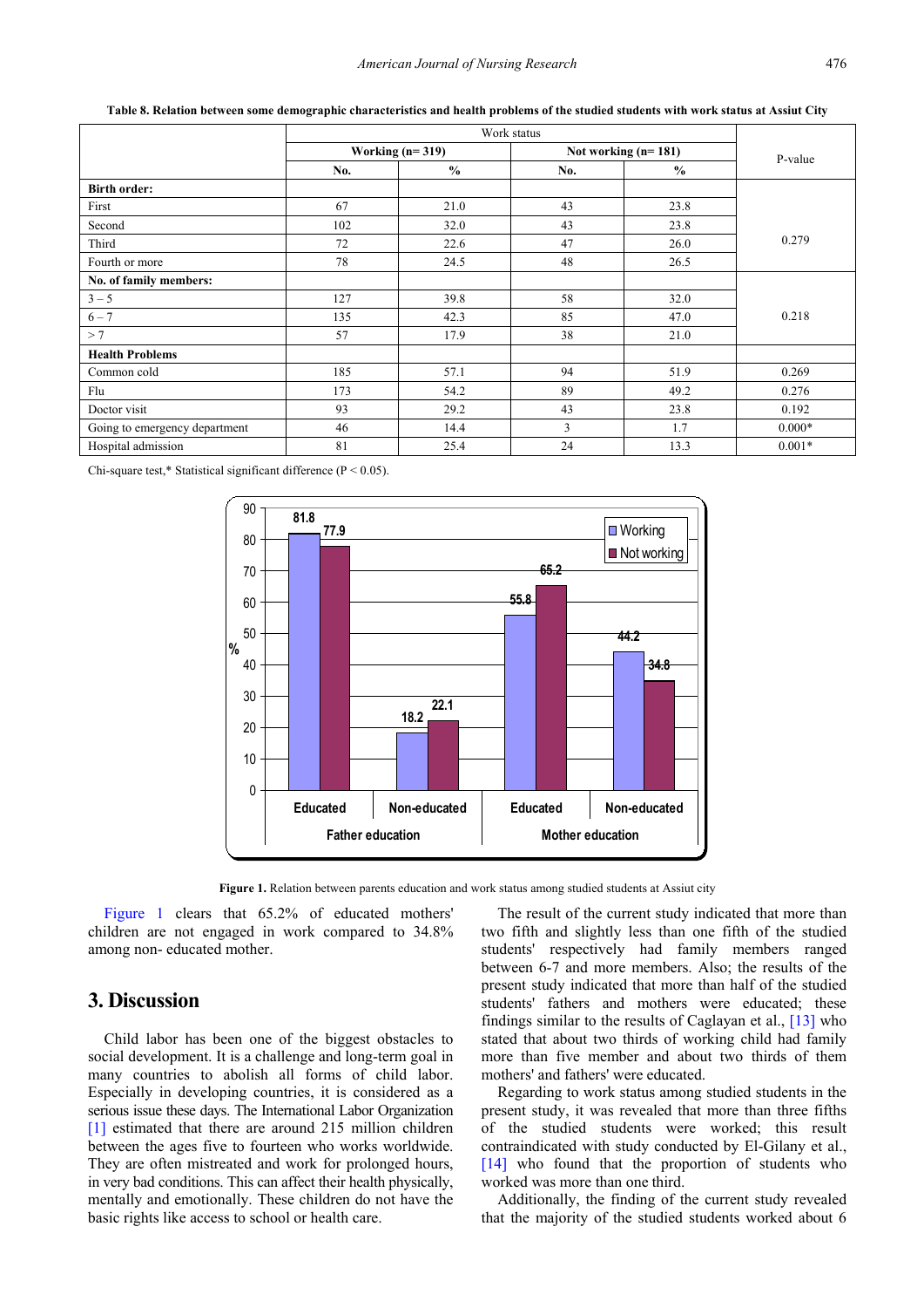**Table 8. Relation between some demographic characteristics and health problems of the studied students with work status at Assiut City**

| | Work status | | | | P-value |
|---|---|---|---|---|---|
| | Working (n= 319) | | Not working (n= 181) | | |
| | No. | % | No. | % | |
| **Birth order:** | | | | | |
| First | 67 | 21.0 | 43 | 23.8 | 0.279 |
| Second | 102 | 32.0 | 43 | 23.8 | |
| Third | 72 | 22.6 | 47 | 26.0 | |
| Fourth or more | 78 | 24.5 | 48 | 26.5 | |
| **No. of family members:** | | | | | |
| 3 – 5 | 127 | 39.8 | 58 | 32.0 | 0.218 |
| 6 – 7 | 135 | 42.3 | 85 | 47.0 | |
| > 7 | 57 | 17.9 | 38 | 21.0 | |
| **Health Problems** | | | | | |
| Common cold | 185 | 57.1 | 94 | 51.9 | 0.269 |
| Flu | 173 | 54.2 | 89 | 49.2 | 0.276 |
| Doctor visit | 93 | 29.2 | 43 | 23.8 | 0.192 |
| Going to emergency department | 46 | 14.4 | 3 | 1.7 | 0.000* |
| Hospital admission | 81 | 25.4 | 24 | 13.3 | 0.001* |

Chi-square test,* Statistical significant difference (P < 0.05).

**Figure 1.** Relation between parents education and work status among studied students at Assiut city

Figure 1 clears that 65.2% of educated mothers' children are not engaged in work compared to 34.8% among non- educated mother.

## 3. Discussion

Child labor has been one of the biggest obstacles to social development. It is a challenge and long-term goal in many countries to abolish all forms of child labor. Especially in developing countries, it is considered as a serious issue these days. The International Labor Organization [1] estimated that there are around 215 million children between the ages five to fourteen who works worldwide. They are often mistreated and work for prolonged hours, in very bad conditions. This can affect their health physically, mentally and emotionally. These children do not have the basic rights like access to school or health care.

The result of the current study indicated that more than two fifth and slightly less than one fifth of the studied students' respectively had family members ranged between 6-7 and more members. Also; the results of the present study indicated that more than half of the studied students' fathers and mothers were educated; these findings similar to the results of Caglayan et al., [13] who stated that about two thirds of working child had family more than five member and about two thirds of them mothers' and fathers' were educated.

Regarding to work status among studied students in the present study, it was revealed that more than three fifths of the studied students were worked; this result contraindicated with study conducted by El-Gilany et al., [14] who found that the proportion of students who worked was more than one third.

Additionally, the finding of the current study revealed that the majority of the studied students worked about 6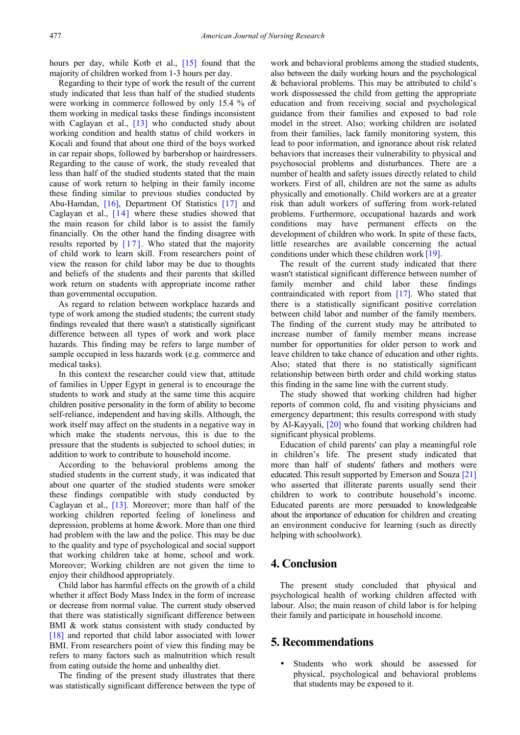hours per day, while Kotb et al., [15] found that the majority of children worked from 1-3 hours per day.

Regarding to their type of work the result of the current study indicated that less than half of the studied students were working in commerce followed by only 15.4 % of them working in medical tasks these findings inconsistent with Caglayan et al., [13] who conducted study about working condition and health status of child workers in Kocali and found that about one third of the boys worked in car repair shops, followed by barbershop or hairdressers. Regarding to the cause of work, the study revealed that less than half of the studied students stated that the main cause of work return to helping in their family income these finding similar to previous studies conducted by Abu-Hamdan, [16], Department Of Statistics [17] and Caglayan et al., [14] where these studies showed that the main reason for child labor is to assist the family financially. On the other hand the finding disagree with results reported by [17]. Who stated that the majority of child work to learn skill. From researchers point of view the reason for child labor may be due to thoughts and beliefs of the students and their parents that skilled work return on students with appropriate income rather than governmental occupation.

As regard to relation between workplace hazards and type of work among the studied students; the current study findings revealed that there wasn't a statistically significant difference between all types of work and work place hazards. This finding may be refers to large number of sample occupied in less hazards work (e.g. commerce and medical tasks).

In this context the researcher could view that, attitude of families in Upper Egypt in general is to encourage the students to work and study at the same time this acquire children positive personality in the form of ability to become self-reliance, independent and having skills. Although, the work itself may affect on the students in a negative way in which make the students nervous, this is due to the pressure that the students is subjected to school duties; in addition to work to contribute to household income.

According to the behavioral problems among the studied students in the current study, it was indicated that about one quarter of the studied students were smoker these findings compatible with study conducted by Caglayan et al., [13]. Moreover; more than half of the working children reported feeling of loneliness and depression, problems at home &work. More than one third had problem with the law and the police. This may be due to the quality and type of psychological and social support that working children take at home, school and work. Moreover; Working children are not given the time to enjoy their childhood appropriately.

Child labor has harmful effects on the growth of a child whether it affect Body Mass Index in the form of increase or decrease from normal value. The current study observed that there was statistically significant difference between BMI & work status consistent with study conducted by [18] and reported that child labor associated with lower BMI. From researchers point of view this finding may be refers to many factors such as malnutrition which result from eating outside the home and unhealthy diet.

The finding of the present study illustrates that there was statistically significant difference between the type of work and behavioral problems among the studied students, also between the daily working hours and the psychological & behavioral problems. This may be attributed to child's work dispossessed the child from getting the appropriate education and from receiving social and psychological guidance from their families and exposed to bad role model in the street. Also; working children are isolated from their families, lack family monitoring system, this lead to poor information, and ignorance about risk related behaviors that increases their vulnerability to physical and psychosocial problems and disturbances. There are a number of health and safety issues directly related to child workers. First of all, children are not the same as adults physically and emotionally. Child workers are at a greater risk than adult workers of suffering from work-related problems. Furthermore, occupational hazards and work conditions may have permanent effects on the development of children who work. In spite of these facts, little researches are available concerning the actual conditions under which these children work [19].

The result of the current study indicated that there wasn't statistical significant difference between number of family member and child labor these findings contraindicated with report from [17]. Who stated that there is a statistically significant positive correlation between child labor and number of the family members. The finding of the current study may be attributed to increase number of family member means increase number for opportunities for older person to work and leave children to take chance of education and other rights. Also; stated that there is no statistically significant relationship between birth order and child working status this finding in the same line with the current study.

The study showed that working children had higher reports of common cold, flu and visiting physicians and emergency department; this results correspond with study by Al-Kayyali, [20] who found that working children had significant physical problems.

Education of child parents' can play a meaningful role in children's life. The present study indicated that more than half of students' fathers and mothers were educated. This result supported by Emerson and Souza [21] who asserted that illiterate parents usually send their children to work to contribute household's income. Educated parents are more persuaded to knowledgeable about the importance of education for children and creating an environment conducive for learning (such as directly helping with schoolwork).

## 4. Conclusion

The present study concluded that physical and psychological health of working children affected with labour. Also; the main reason of child labor is for helping their family and participate in household income.

## 5. Recommendations

- Students who work should be assessed for physical, psychological and behavioral problems that students may be exposed to it.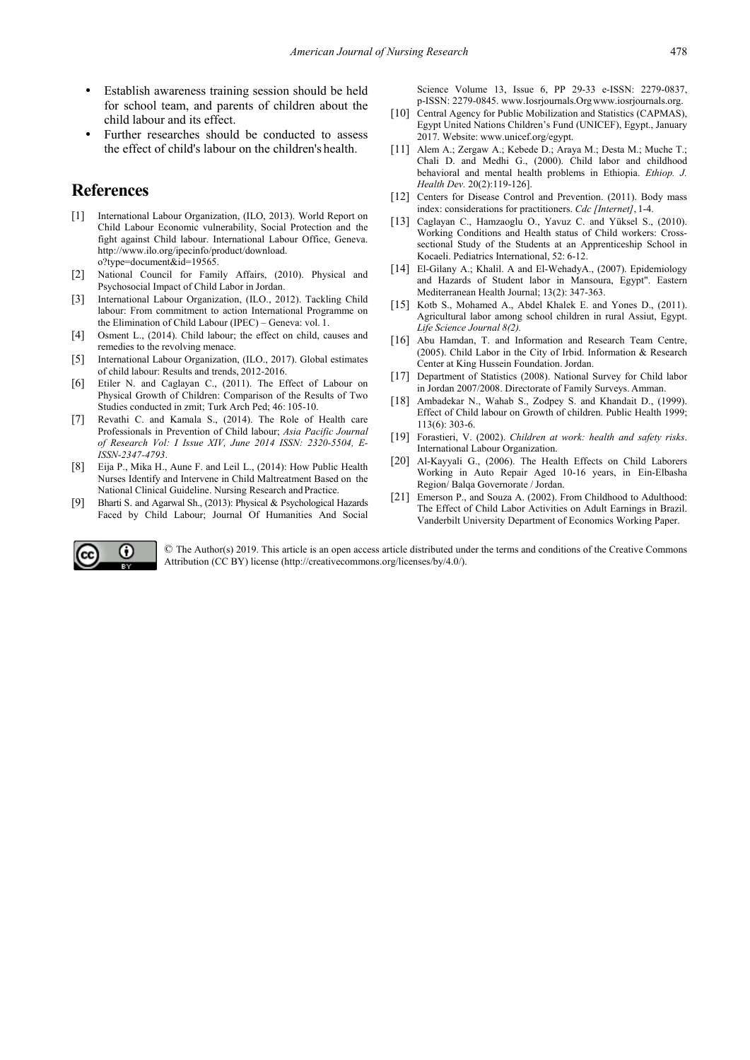- Establish awareness training session should be held for school team, and parents of children about the child labour and its effect.
- Further researches should be conducted to assess the effect of child's labour on the children's health.

## References

[1] International Labour Organization, (ILO, 2013). World Report on Child Labour Economic vulnerability, Social Protection and the fight against Child labour. International Labour Office, Geneva. http://www.ilo.org/ipecinfo/product/download.o?type=document&id=19565.

[2] National Council for Family Affairs, (2010). Physical and Psychosocial Impact of Child Labor in Jordan.

[3] International Labour Organization, (ILO., 2012). Tackling Child labour: From commitment to action International Programme on the Elimination of Child Labour (IPEC) – Geneva: vol. 1.

[4] Osment L., (2014). Child labour; the effect on child, causes and remedies to the revolving menace.

[5] International Labour Organization, (ILO., 2017). Global estimates of child labour: Results and trends, 2012-2016.

[6] Etiler N. and Caglayan C., (2011). The Effect of Labour on Physical Growth of Children: Comparison of the Results of Two Studies conducted in zmit; Turk Arch Ped; 46: 105-10.

[7] Revathi C. and Kamala S., (2014). The Role of Health care Professionals in Prevention of Child labour; *Asia Pacific Journal of Research Vol: I Issue XIV, June 2014 ISSN: 2320-5504, E-ISSN-2347-4793*.

[8] Eija P., Mika H., Aune F. and Leil L., (2014): How Public Health Nurses Identify and Intervene in Child Maltreatment Based on the National Clinical Guideline. Nursing Research and Practice.

[9] Bharti S. and Agarwal Sh., (2013): Physical & Psychological Hazards Faced by Child Labour; Journal Of Humanities And Social Science Volume 13, Issue 6, PP 29-33 e-ISSN: 2279-0837, p-ISSN: 2279-0845. www.Iosrjournals.Org www.iosrjournals.org.

[10] Central Agency for Public Mobilization and Statistics (CAPMAS), Egypt United Nations Children's Fund (UNICEF), Egypt., January 2017. Website: www.unicef.org/egypt.

[11] Alem A.; Zergaw A.; Kebede D.; Araya M.; Desta M.; Muche T.; Chali D. and Medhi G., (2000). Child labor and childhood behavioral and mental health problems in Ethiopia. *Ethiop. J. Health Dev.* 20(2):119-126].

[12] Centers for Disease Control and Prevention. (2011). Body mass index: considerations for practitioners. *Cdc [Internet]*, 1-4.

[13] Caglayan C., Hamzaoglu O., Yavuz C. and Yüksel S., (2010). Working Conditions and Health status of Child workers: Cross-sectional Study of the Students at an Apprenticeship School in Kocaeli. Pediatrics International, 52: 6-12.

[14] El-Gilany A.; Khalil. A and El-WehadyA., (2007). Epidemiology and Hazards of Student labor in Mansoura, Egypt". Eastern Mediterranean Health Journal; 13(2): 347-363.

[15] Kotb S., Mohamed A., Abdel Khalek E. and Yones D., (2011). Agricultural labor among school children in rural Assiut, Egypt. *Life Science Journal 8(2).*

[16] Abu Hamdan, T. and Information and Research Team Centre, (2005). Child Labor in the City of Irbid. Information & Research Center at King Hussein Foundation. Jordan.

[17] Department of Statistics (2008). National Survey for Child labor in Jordan 2007/2008. Directorate of Family Surveys. Amman.

[18] Ambadekar N., Wahab S., Zodpey S. and Khandait D., (1999). Effect of Child labour on Growth of children. Public Health 1999; 113(6): 303-6.

[19] Forastieri, V. (2002). *Children at work: health and safety risks*. International Labour Organization.

[20] Al-Kayyali G., (2006). The Health Effects on Child Laborers Working in Auto Repair Aged 10-16 years, in Ein-Elbasha Region/ Balqa Governorate / Jordan.

[21] Emerson P., and Souza A. (2002). From Childhood to Adulthood: The Effect of Child Labor Activities on Adult Earnings in Brazil. Vanderbilt University Department of Economics Working Paper.

© The Author(s) 2019. This article is an open access article distributed under the terms and conditions of the Creative Commons Attribution (CC BY) license (http://creativecommons.org/licenses/by/4.0/).